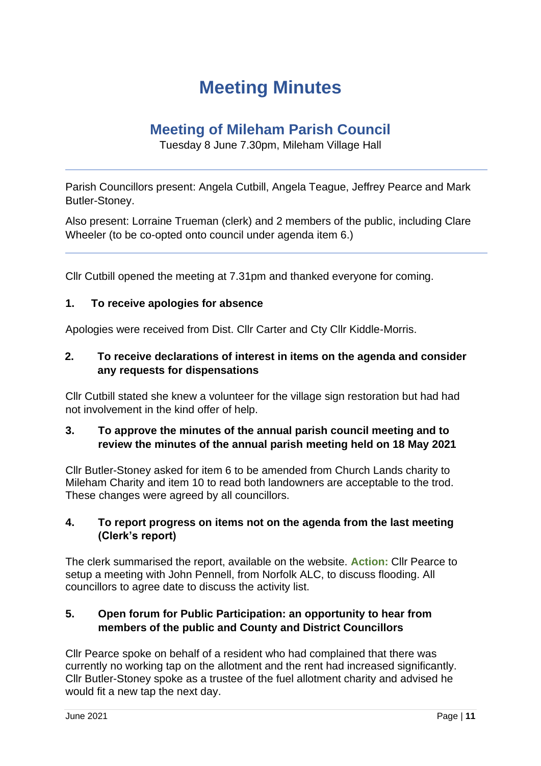# Meeting Minutes

## Meeting of Mileham Parish Council

Tuesday 8 June 7.30pm, Mileham Village Hall

---

Parish Councillors present: Angela Cutbill, Angela Teague, Jeffrey Pearce and Mark Butler-Stoney.

Also present: Lorraine Trueman (clerk) and 2 members of the public, including Clare Wheeler (to be co-opted onto council under agenda item 6.)

---

Cllr Cutbill opened the meeting at 7.31pm and thanked everyone for coming.

### 1. To receive apologies for absence

Apologies were received from Dist. Cllr Carter and Cty Cllr Kiddle-Morris.

### 2. To receive declarations of interest in items on the agenda and consider any requests for dispensations

Cllr Cutbill stated she knew a volunteer for the village sign restoration but had had not involvement in the kind offer of help.

### 3. To approve the minutes of the annual parish council meeting and to review the minutes of the annual parish meeting held on 18 May 2021

Cllr Butler-Stoney asked for item 6 to be amended from Church Lands charity to Mileham Charity and item 10 to read both landowners are acceptable to the trod. These changes were agreed by all councillors.

### 4. To report progress on items not on the agenda from the last meeting (Clerk's report)

The clerk summarised the report, available on the website. **Action:** Cllr Pearce to setup a meeting with John Pennell, from Norfolk ALC, to discuss flooding. All councillors to agree date to discuss the activity list.

### 5. Open forum for Public Participation: an opportunity to hear from members of the public and County and District Councillors

Cllr Pearce spoke on behalf of a resident who had complained that there was currently no working tap on the allotment and the rent had increased significantly. Cllr Butler-Stoney spoke as a trustee of the fuel allotment charity and advised he would fit a new tap the next day.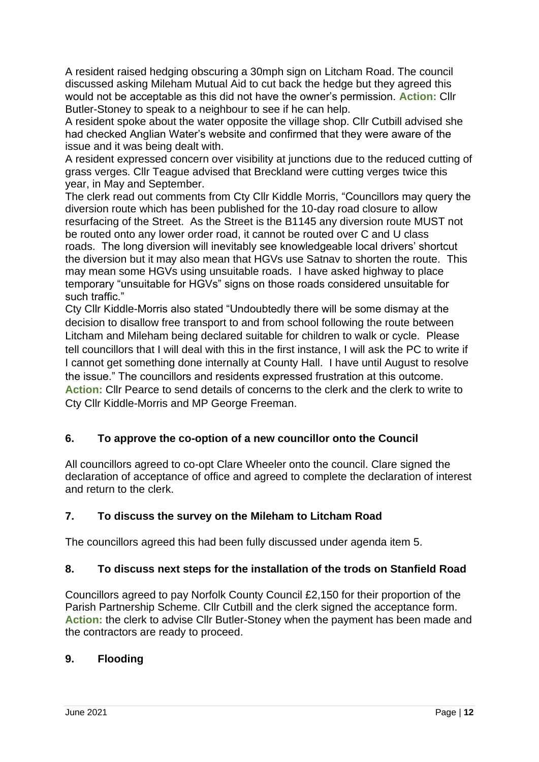A resident raised hedging obscuring a 30mph sign on Litcham Road. The council discussed asking Mileham Mutual Aid to cut back the hedge but they agreed this would not be acceptable as this did not have the owner's permission. **Action:** Cllr Butler-Stoney to speak to a neighbour to see if he can help.

A resident spoke about the water opposite the village shop. Cllr Cutbill advised she had checked Anglian Water's website and confirmed that they were aware of the issue and it was being dealt with.

A resident expressed concern over visibility at junctions due to the reduced cutting of grass verges. Cllr Teague advised that Breckland were cutting verges twice this year, in May and September.

The clerk read out comments from Cty Cllr Kiddle Morris, "Councillors may query the diversion route which has been published for the 10-day road closure to allow resurfacing of the Street. As the Street is the B1145 any diversion route MUST not be routed onto any lower order road, it cannot be routed over C and U class roads. The long diversion will inevitably see knowledgeable local drivers' shortcut the diversion but it may also mean that HGVs use Satnav to shorten the route. This may mean some HGVs using unsuitable roads. I have asked highway to place temporary "unsuitable for HGVs" signs on those roads considered unsuitable for such traffic."

Cty Cllr Kiddle-Morris also stated "Undoubtedly there will be some dismay at the decision to disallow free transport to and from school following the route between Litcham and Mileham being declared suitable for children to walk or cycle. Please tell councillors that I will deal with this in the first instance, I will ask the PC to write if I cannot get something done internally at County Hall. I have until August to resolve the issue." The councillors and residents expressed frustration at this outcome.

**Action:** Cllr Pearce to send details of concerns to the clerk and the clerk to write to Cty Cllr Kiddle-Morris and MP George Freeman.

## 6. To approve the co-option of a new councillor onto the Council

All councillors agreed to co-opt Clare Wheeler onto the council. Clare signed the declaration of acceptance of office and agreed to complete the declaration of interest and return to the clerk.

## 7. To discuss the survey on the Mileham to Litcham Road

The councillors agreed this had been fully discussed under agenda item 5.

## 8. To discuss next steps for the installation of the trods on Stanfield Road

Councillors agreed to pay Norfolk County Council £2,150 for their proportion of the Parish Partnership Scheme. Cllr Cutbill and the clerk signed the acceptance form.

**Action:** the clerk to advise Cllr Butler-Stoney when the payment has been made and the contractors are ready to proceed.

## 9. Flooding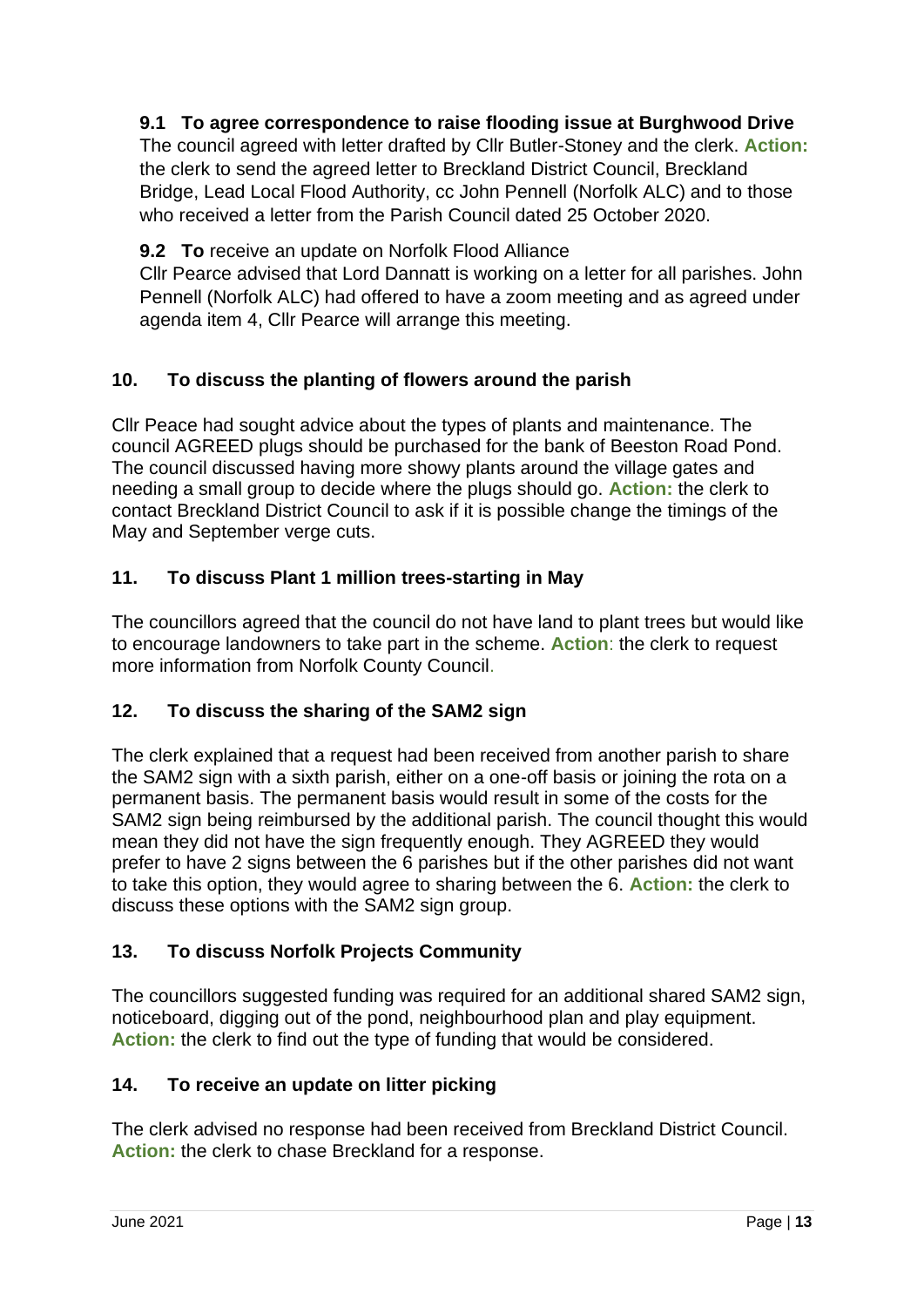**9.1 To agree correspondence to raise flooding issue at Burghwood Drive**
The council agreed with letter drafted by Cllr Butler-Stoney and the clerk. **Action:** the clerk to send the agreed letter to Breckland District Council, Breckland Bridge, Lead Local Flood Authority, cc John Pennell (Norfolk ALC) and to those who received a letter from the Parish Council dated 25 October 2020.

**9.2 To** receive an update on Norfolk Flood Alliance
Cllr Pearce advised that Lord Dannatt is working on a letter for all parishes. John Pennell (Norfolk ALC) had offered to have a zoom meeting and as agreed under agenda item 4, Cllr Pearce will arrange this meeting.

## 10. To discuss the planting of flowers around the parish

Cllr Peace had sought advice about the types of plants and maintenance. The council AGREED plugs should be purchased for the bank of Beeston Road Pond. The council discussed having more showy plants around the village gates and needing a small group to decide where the plugs should go. **Action:** the clerk to contact Breckland District Council to ask if it is possible change the timings of the May and September verge cuts.

## 11. To discuss Plant 1 million trees-starting in May

The councillors agreed that the council do not have land to plant trees but would like to encourage landowners to take part in the scheme. **Action**: the clerk to request more information from Norfolk County Council.

## 12. To discuss the sharing of the SAM2 sign

The clerk explained that a request had been received from another parish to share the SAM2 sign with a sixth parish, either on a one-off basis or joining the rota on a permanent basis. The permanent basis would result in some of the costs for the SAM2 sign being reimbursed by the additional parish. The council thought this would mean they did not have the sign frequently enough. They AGREED they would prefer to have 2 signs between the 6 parishes but if the other parishes did not want to take this option, they would agree to sharing between the 6. **Action:** the clerk to discuss these options with the SAM2 sign group.

## 13. To discuss Norfolk Projects Community

The councillors suggested funding was required for an additional shared SAM2 sign, noticeboard, digging out of the pond, neighbourhood plan and play equipment. **Action:** the clerk to find out the type of funding that would be considered.

## 14. To receive an update on litter picking

The clerk advised no response had been received from Breckland District Council. **Action:** the clerk to chase Breckland for a response.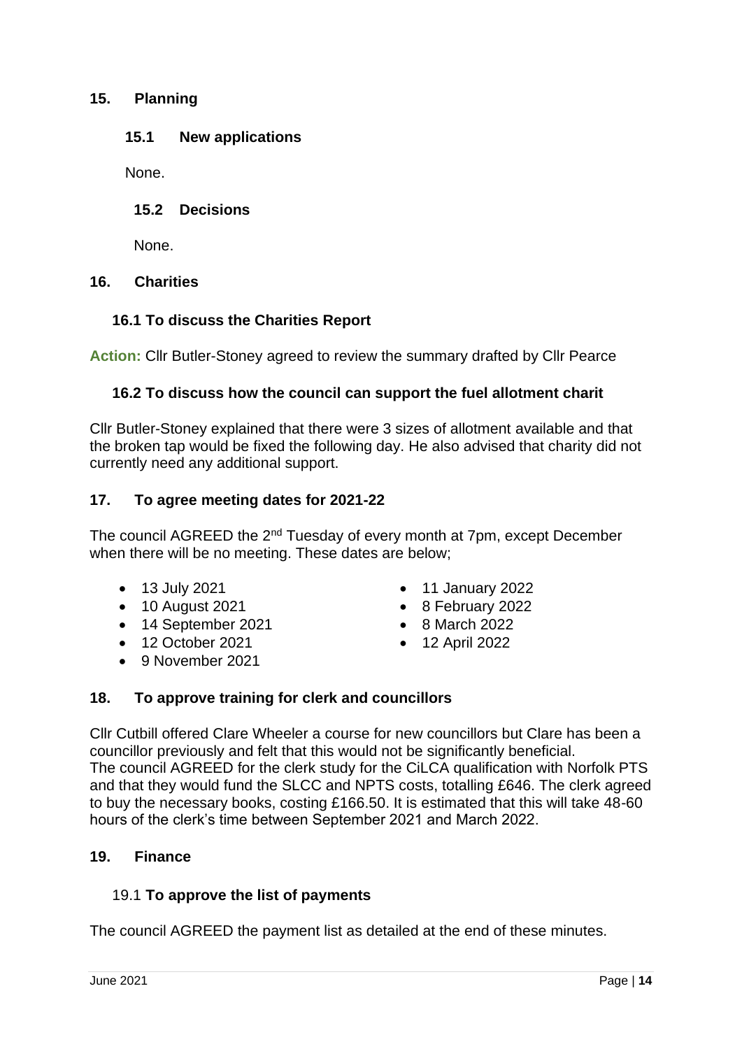## 15. Planning

### 15.1 New applications

None.

### 15.2 Decisions

None.

## 16. Charities

### 16.1 To discuss the Charities Report

**Action:** Cllr Butler-Stoney agreed to review the summary drafted by Cllr Pearce

### 16.2 To discuss how the council can support the fuel allotment charit

Cllr Butler-Stoney explained that there were 3 sizes of allotment available and that the broken tap would be fixed the following day. He also advised that charity did not currently need any additional support.

## 17. To agree meeting dates for 2021-22

The council AGREED the 2nd Tuesday of every month at 7pm, except December when there will be no meeting. These dates are below;

- 13 July 2021
- 10 August 2021
- 14 September 2021
- 12 October 2021
- 9 November 2021
- 11 January 2022
- 8 February 2022
- 8 March 2022
- 12 April 2022

## 18. To approve training for clerk and councillors

Cllr Cutbill offered Clare Wheeler a course for new councillors but Clare has been a councillor previously and felt that this would not be significantly beneficial.
The council AGREED for the clerk study for the CiLCA qualification with Norfolk PTS and that they would fund the SLCC and NPTS costs, totalling £646. The clerk agreed to buy the necessary books, costing £166.50. It is estimated that this will take 48-60 hours of the clerk's time between September 2021 and March 2022.

## 19. Finance

### 19.1 To approve the list of payments

The council AGREED the payment list as detailed at the end of these minutes.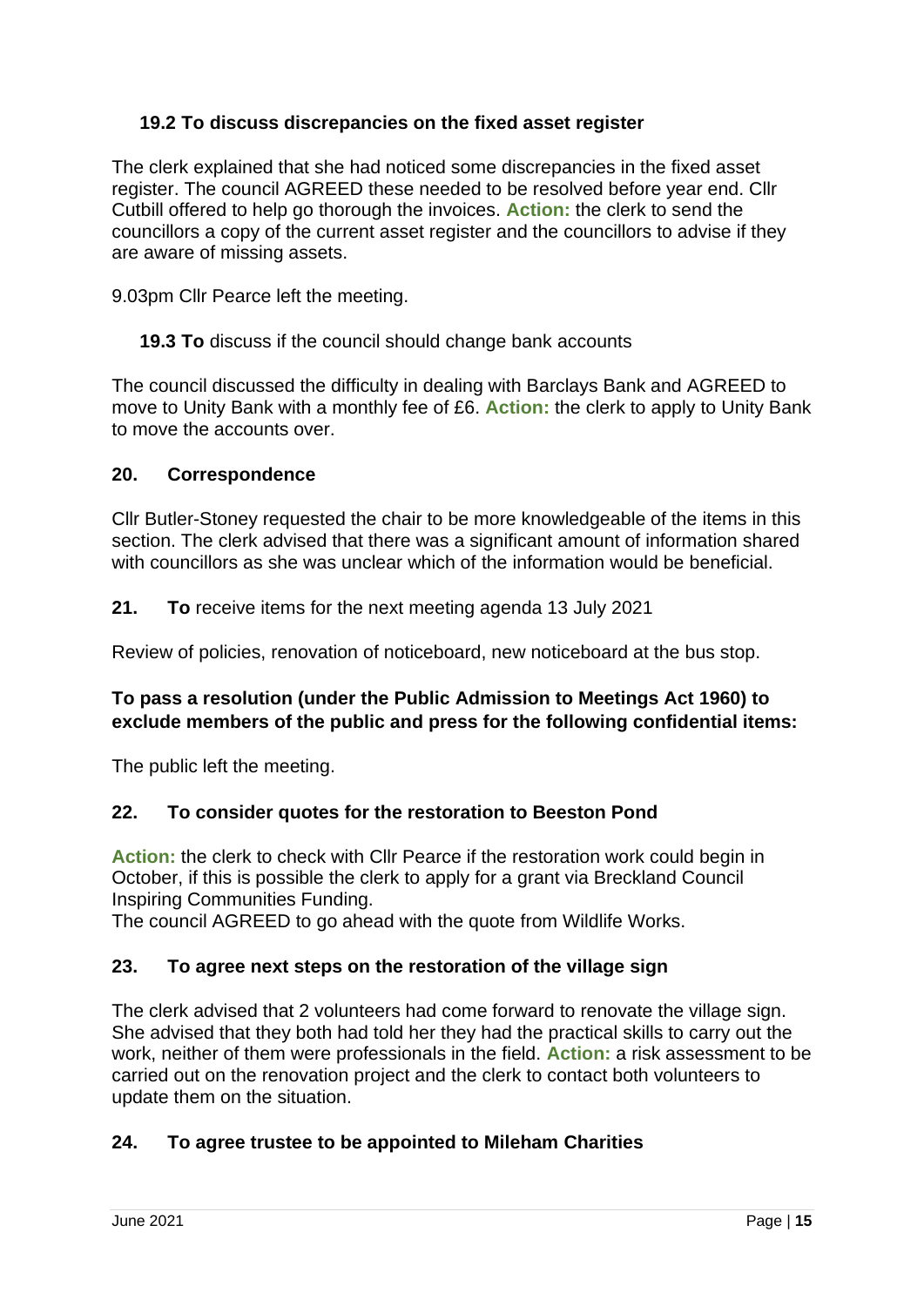**19.2 To discuss discrepancies on the fixed asset register**

The clerk explained that she had noticed some discrepancies in the fixed asset register. The council AGREED these needed to be resolved before year end. Cllr Cutbill offered to help go thorough the invoices. **Action:** the clerk to send the councillors a copy of the current asset register and the councillors to advise if they are aware of missing assets.

9.03pm Cllr Pearce left the meeting.

**19.3 To** discuss if the council should change bank accounts

The council discussed the difficulty in dealing with Barclays Bank and AGREED to move to Unity Bank with a monthly fee of £6. **Action:** the clerk to apply to Unity Bank to move the accounts over.

### 20. Correspondence

Cllr Butler-Stoney requested the chair to be more knowledgeable of the items in this section. The clerk advised that there was a significant amount of information shared with councillors as she was unclear which of the information would be beneficial.

**21. To** receive items for the next meeting agenda 13 July 2021

Review of policies, renovation of noticeboard, new noticeboard at the bus stop.

**To pass a resolution (under the Public Admission to Meetings Act 1960) to exclude members of the public and press for the following confidential items:**

The public left the meeting.

### 22. To consider quotes for the restoration to Beeston Pond

**Action:** the clerk to check with Cllr Pearce if the restoration work could begin in October, if this is possible the clerk to apply for a grant via Breckland Council Inspiring Communities Funding.
The council AGREED to go ahead with the quote from Wildlife Works.

### 23. To agree next steps on the restoration of the village sign

The clerk advised that 2 volunteers had come forward to renovate the village sign. She advised that they both had told her they had the practical skills to carry out the work, neither of them were professionals in the field. **Action:** a risk assessment to be carried out on the renovation project and the clerk to contact both volunteers to update them on the situation.

### 24. To agree trustee to be appointed to Mileham Charities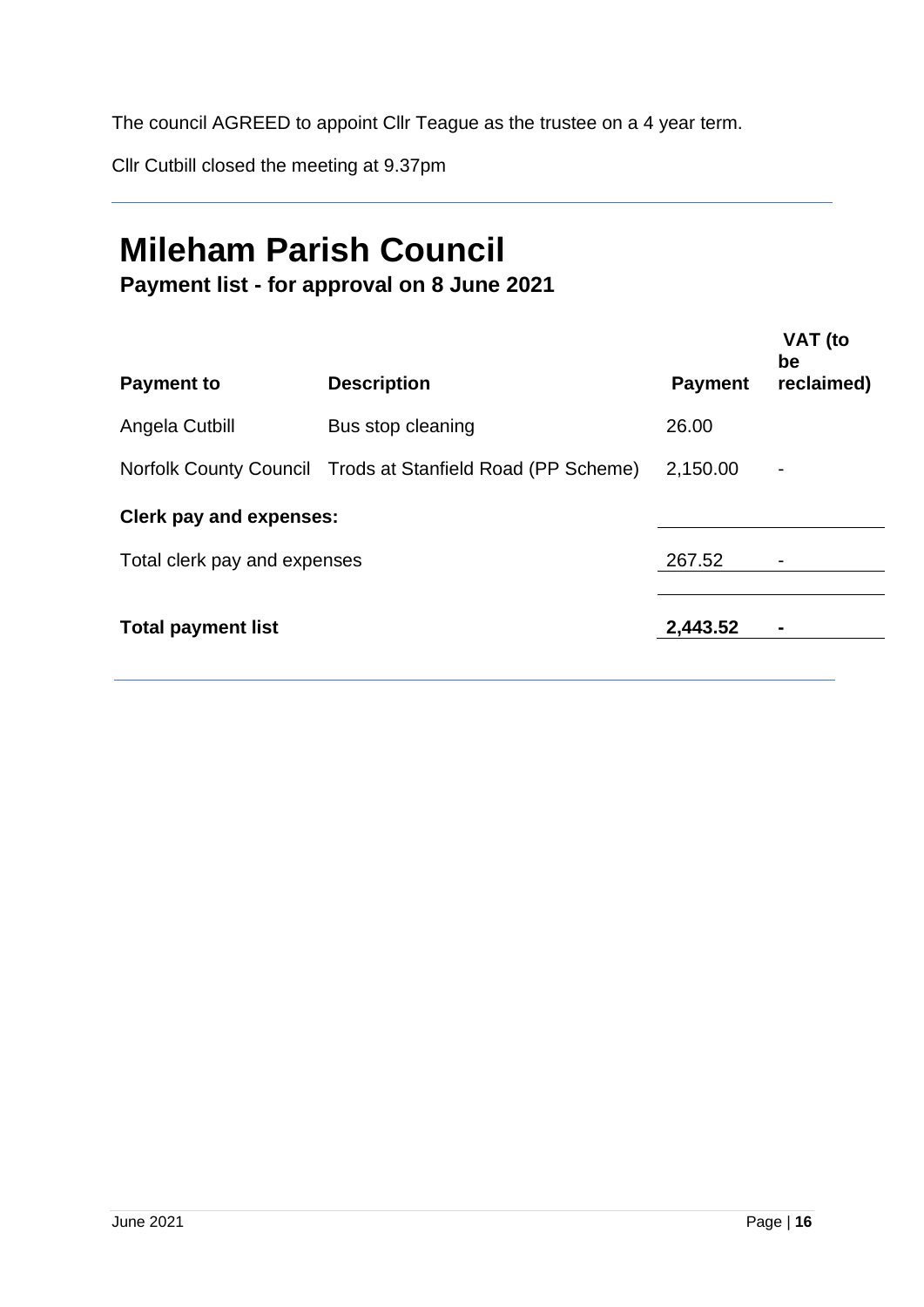The council AGREED to appoint Cllr Teague as the trustee on a 4 year term.

Cllr Cutbill closed the meeting at 9.37pm

# Mileham Parish Council

## Payment list - for approval on 8 June 2021

| Payment to | Description | Payment | VAT (to be reclaimed) |
|---|---|---|---|
| Angela Cutbill | Bus stop cleaning | 26.00 | |
| Norfolk County Council | Trods at Stanfield Road (PP Scheme) | 2,150.00 | - |
| **Clerk pay and expenses:** | | | |
| Total clerk pay and expenses | | 267.52 | - |
| **Total payment list** | | **2,443.52** | **-** |